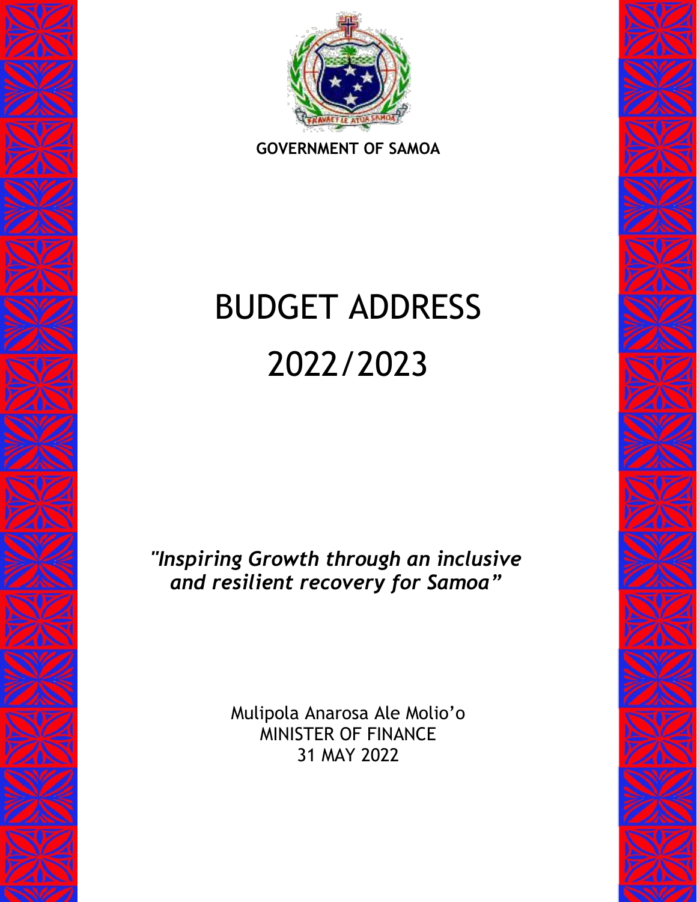**GOVERNMENT OF SAMOA**

# BUDGET ADDRESS
# 2022/2023

***"Inspiring Growth through an inclusive and resilient recovery for Samoa"***

Mulipola Anarosa Ale Molio'o
MINISTER OF FINANCE
31 MAY 2022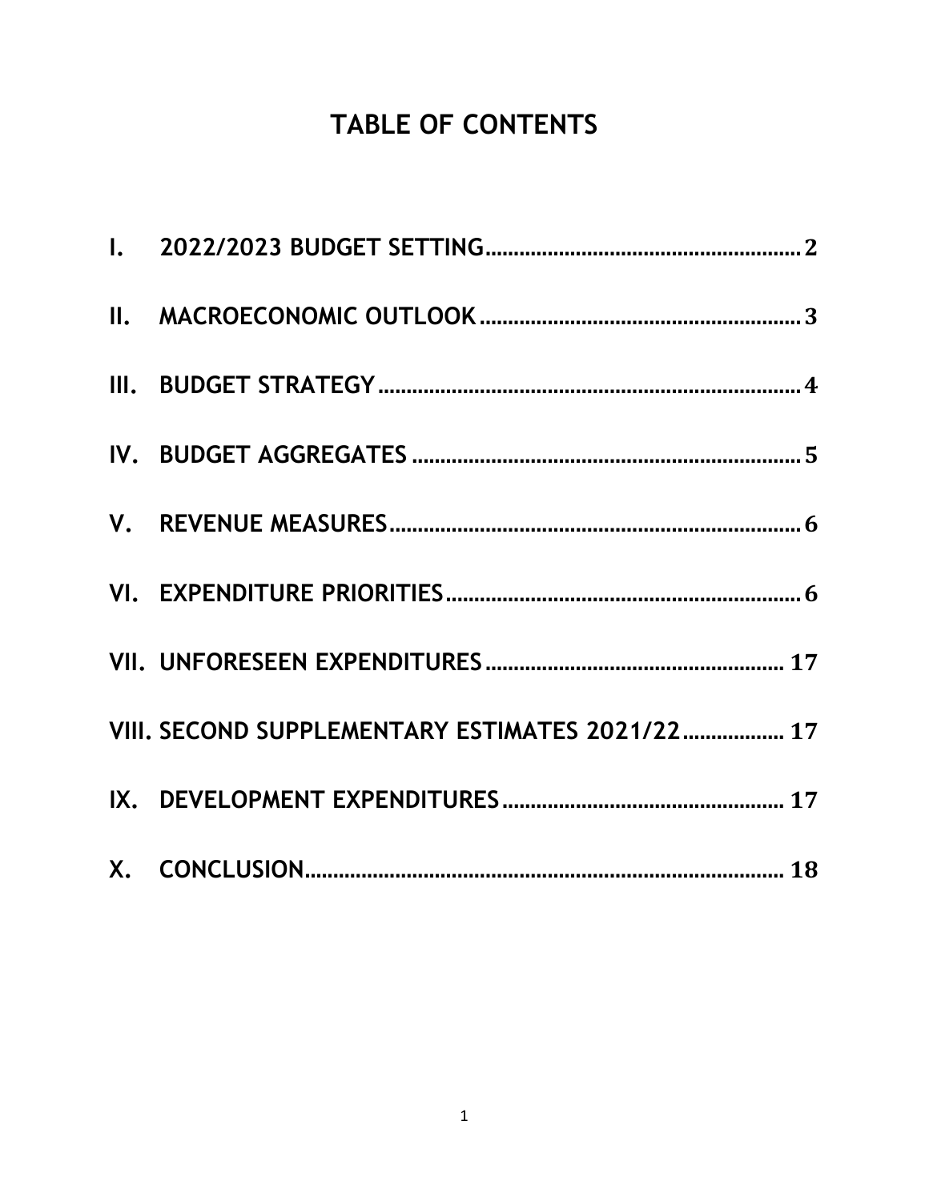# TABLE OF CONTENTS

I. 2022/2023 BUDGET SETTING........................................................2

II. MACROECONOMIC OUTLOOK........................................................3

III. BUDGET STRATEGY........................................................4

IV. BUDGET AGGREGATES........................................................5

V. REVENUE MEASURES........................................................6

VI. EXPENDITURE PRIORITIES........................................................6

VII. UNFORESEEN EXPENDITURES........................................................17

VIII. SECOND SUPPLEMENTARY ESTIMATES 2021/22..................17

IX. DEVELOPMENT EXPENDITURES........................................................17

X. CONCLUSION........................................................18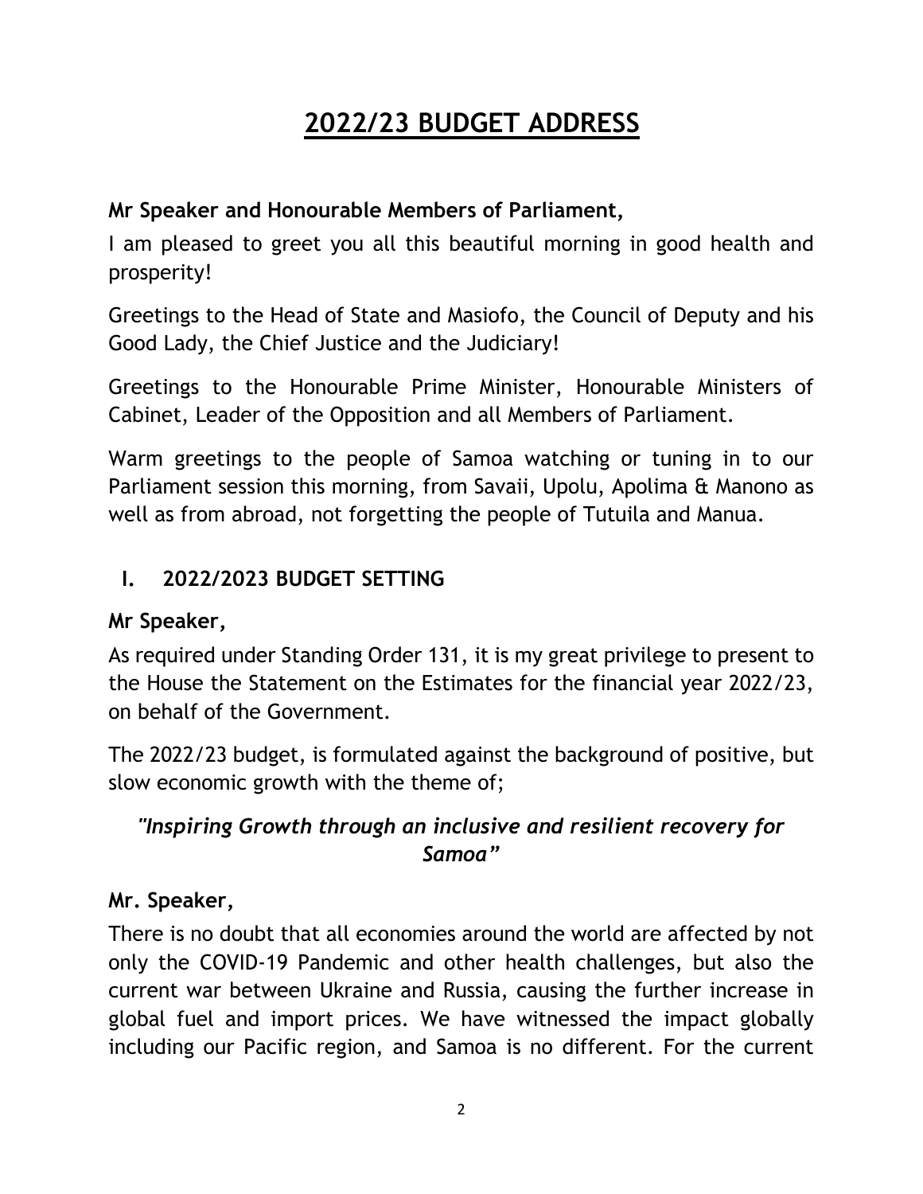# 2022/23 BUDGET ADDRESS

**Mr Speaker and Honourable Members of Parliament,**

I am pleased to greet you all this beautiful morning in good health and prosperity!

Greetings to the Head of State and Masiofo, the Council of Deputy and his Good Lady, the Chief Justice and the Judiciary!

Greetings to the Honourable Prime Minister, Honourable Ministers of Cabinet, Leader of the Opposition and all Members of Parliament.

Warm greetings to the people of Samoa watching or tuning in to our Parliament session this morning, from Savaii, Upolu, Apolima & Manono as well as from abroad, not forgetting the people of Tutuila and Manua.

## I. 2022/2023 BUDGET SETTING

**Mr Speaker,**

As required under Standing Order 131, it is my great privilege to present to the House the Statement on the Estimates for the financial year 2022/23, on behalf of the Government.

The 2022/23 budget, is formulated against the background of positive, but slow economic growth with the theme of;

***"Inspiring Growth through an inclusive and resilient recovery for Samoa"***

**Mr. Speaker,**

There is no doubt that all economies around the world are affected by not only the COVID-19 Pandemic and other health challenges, but also the current war between Ukraine and Russia, causing the further increase in global fuel and import prices. We have witnessed the impact globally including our Pacific region, and Samoa is no different. For the current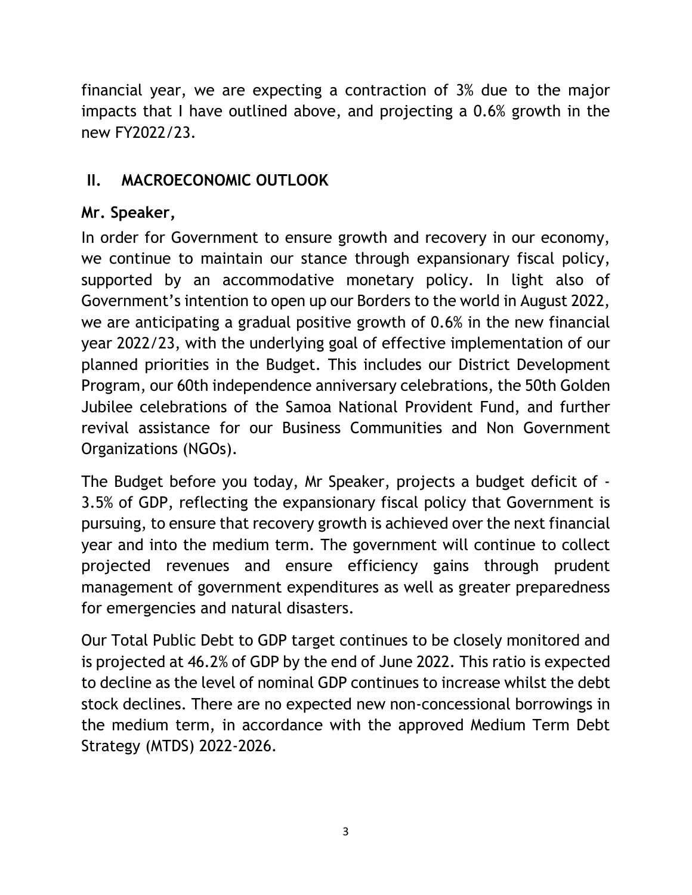financial year, we are expecting a contraction of 3% due to the major impacts that I have outlined above, and projecting a 0.6% growth in the new FY2022/23.

## II. MACROECONOMIC OUTLOOK

**Mr. Speaker,**

In order for Government to ensure growth and recovery in our economy, we continue to maintain our stance through expansionary fiscal policy, supported by an accommodative monetary policy. In light also of Government's intention to open up our Borders to the world in August 2022, we are anticipating a gradual positive growth of 0.6% in the new financial year 2022/23, with the underlying goal of effective implementation of our planned priorities in the Budget. This includes our District Development Program, our 60th independence anniversary celebrations, the 50th Golden Jubilee celebrations of the Samoa National Provident Fund, and further revival assistance for our Business Communities and Non Government Organizations (NGOs).

The Budget before you today, Mr Speaker, projects a budget deficit of -3.5% of GDP, reflecting the expansionary fiscal policy that Government is pursuing, to ensure that recovery growth is achieved over the next financial year and into the medium term. The government will continue to collect projected revenues and ensure efficiency gains through prudent management of government expenditures as well as greater preparedness for emergencies and natural disasters.

Our Total Public Debt to GDP target continues to be closely monitored and is projected at 46.2% of GDP by the end of June 2022. This ratio is expected to decline as the level of nominal GDP continues to increase whilst the debt stock declines. There are no expected new non-concessional borrowings in the medium term, in accordance with the approved Medium Term Debt Strategy (MTDS) 2022-2026.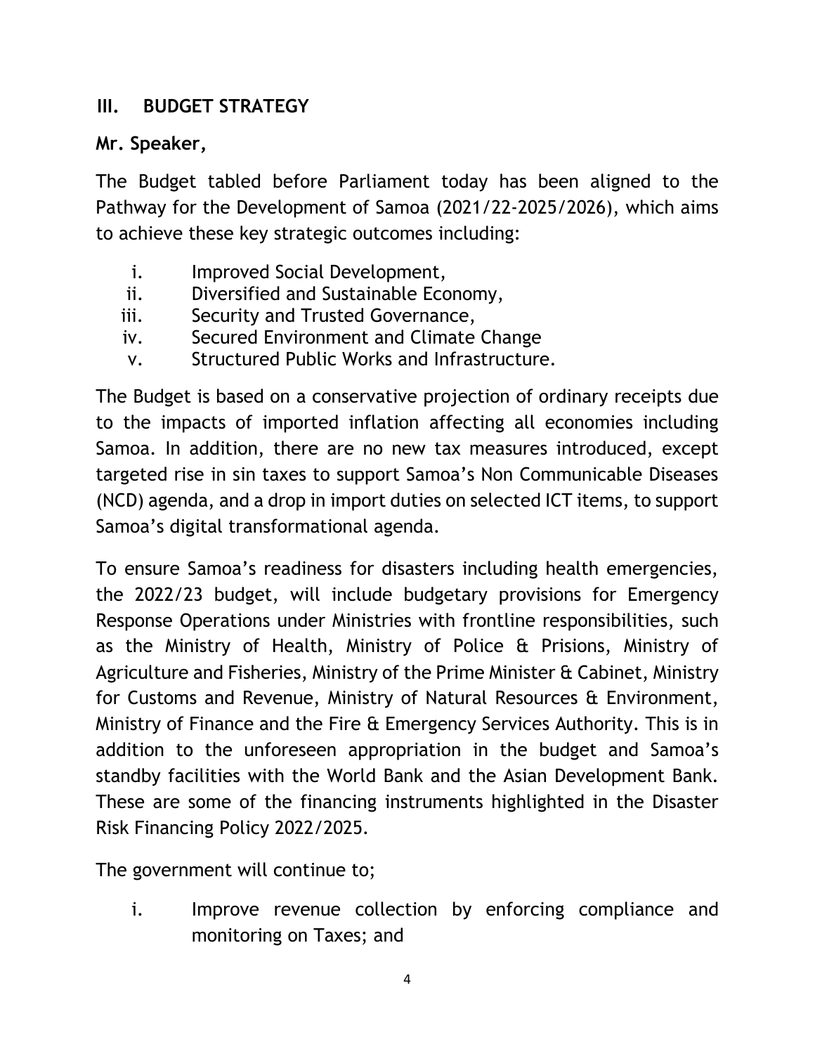## III. BUDGET STRATEGY

**Mr. Speaker,**

The Budget tabled before Parliament today has been aligned to the Pathway for the Development of Samoa (2021/22-2025/2026), which aims to achieve these key strategic outcomes including:

i. Improved Social Development,
ii. Diversified and Sustainable Economy,
iii. Security and Trusted Governance,
iv. Secured Environment and Climate Change
v. Structured Public Works and Infrastructure.

The Budget is based on a conservative projection of ordinary receipts due to the impacts of imported inflation affecting all economies including Samoa. In addition, there are no new tax measures introduced, except targeted rise in sin taxes to support Samoa's Non Communicable Diseases (NCD) agenda, and a drop in import duties on selected ICT items, to support Samoa's digital transformational agenda.

To ensure Samoa's readiness for disasters including health emergencies, the 2022/23 budget, will include budgetary provisions for Emergency Response Operations under Ministries with frontline responsibilities, such as the Ministry of Health, Ministry of Police & Prisions, Ministry of Agriculture and Fisheries, Ministry of the Prime Minister & Cabinet, Ministry for Customs and Revenue, Ministry of Natural Resources & Environment, Ministry of Finance and the Fire & Emergency Services Authority. This is in addition to the unforeseen appropriation in the budget and Samoa's standby facilities with the World Bank and the Asian Development Bank. These are some of the financing instruments highlighted in the Disaster Risk Financing Policy 2022/2025.

The government will continue to;

i. Improve revenue collection by enforcing compliance and monitoring on Taxes; and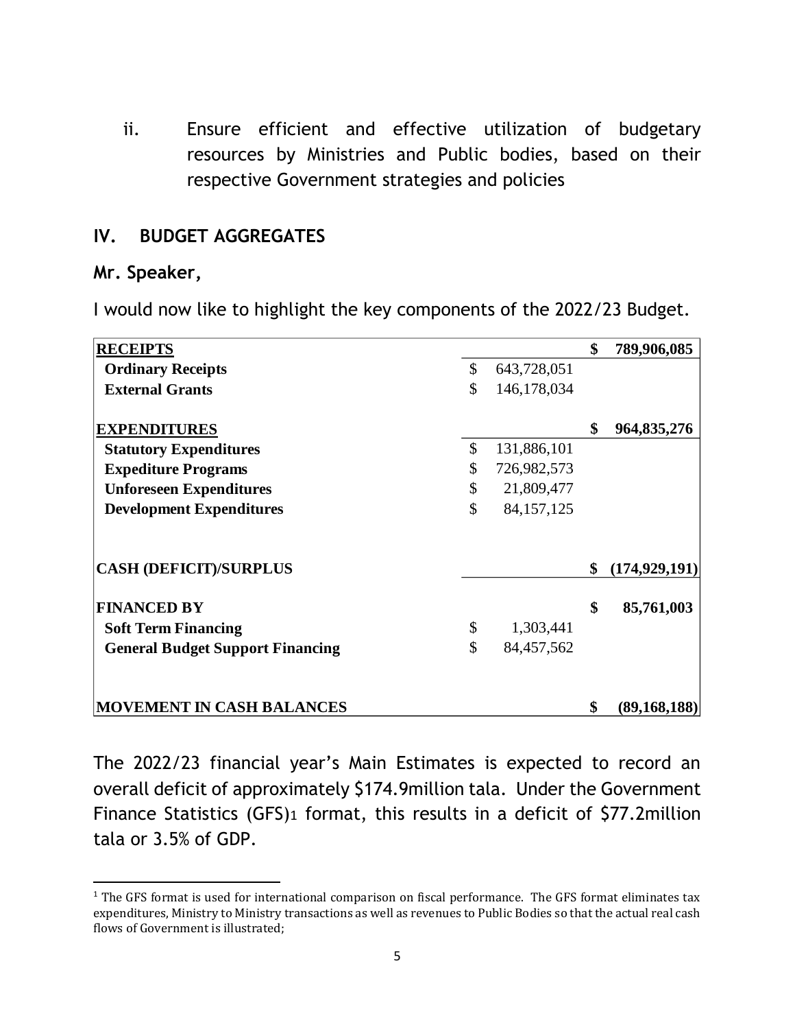ii. Ensure efficient and effective utilization of budgetary resources by Ministries and Public bodies, based on their respective Government strategies and policies

## IV. BUDGET AGGREGATES

**Mr. Speaker,**

I would now like to highlight the key components of the 2022/23 Budget.

| | | |
|---|---|---|
| **RECEIPTS** | | **$ 789,906,085** |
| **Ordinary Receipts** | $ 643,728,051 | |
| **External Grants** | $ 146,178,034 | |
| **EXPENDITURES** | | **$ 964,835,276** |
| **Statutory Expenditures** | $ 131,886,101 | |
| **Expediture Programs** | $ 726,982,573 | |
| **Unforeseen Expenditures** | $ 21,809,477 | |
| **Development Expenditures** | $ 84,157,125 | |
| **CASH (DEFICIT)/SURPLUS** | | **$ (174,929,191)** |
| **FINANCED BY** | | **$ 85,761,003** |
| **Soft Term Financing** | $ 1,303,441 | |
| **General Budget Support Financing** | $ 84,457,562 | |
| **MOVEMENT IN CASH BALANCES** | | **$ (89,168,188)** |

The 2022/23 financial year's Main Estimates is expected to record an overall deficit of approximately $174.9million tala. Under the Government Finance Statistics (GFS)[1] format, this results in a deficit of $77.2million tala or 3.5% of GDP.

[1] The GFS format is used for international comparison on fiscal performance. The GFS format eliminates tax expenditures, Ministry to Ministry transactions as well as revenues to Public Bodies so that the actual real cash flows of Government is illustrated;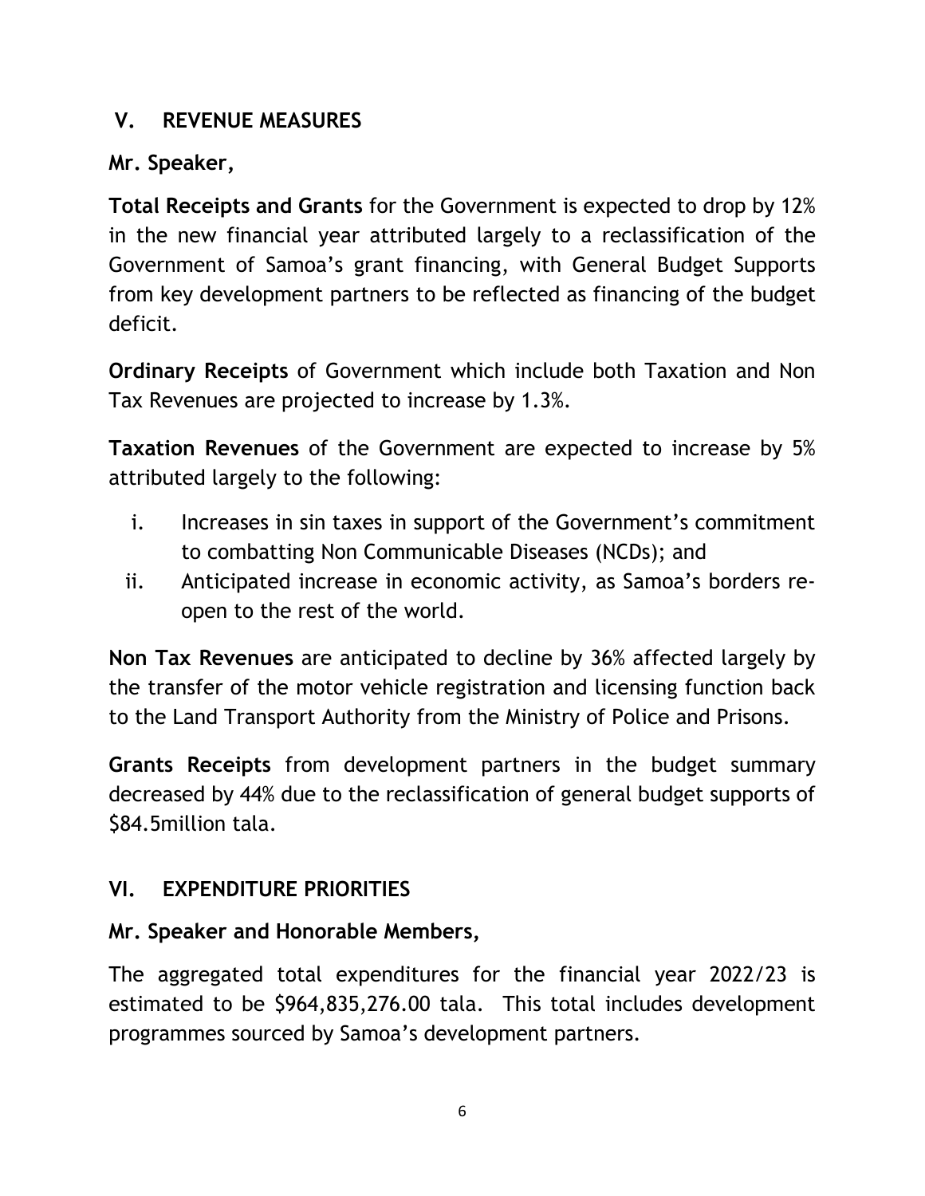## V. REVENUE MEASURES

**Mr. Speaker,**

**Total Receipts and Grants** for the Government is expected to drop by 12% in the new financial year attributed largely to a reclassification of the Government of Samoa's grant financing, with General Budget Supports from key development partners to be reflected as financing of the budget deficit.

**Ordinary Receipts** of Government which include both Taxation and Non Tax Revenues are projected to increase by 1.3%.

**Taxation Revenues** of the Government are expected to increase by 5% attributed largely to the following:

i. Increases in sin taxes in support of the Government's commitment to combatting Non Communicable Diseases (NCDs); and
ii. Anticipated increase in economic activity, as Samoa's borders re-open to the rest of the world.

**Non Tax Revenues** are anticipated to decline by 36% affected largely by the transfer of the motor vehicle registration and licensing function back to the Land Transport Authority from the Ministry of Police and Prisons.

**Grants Receipts** from development partners in the budget summary decreased by 44% due to the reclassification of general budget supports of $84.5million tala.

## VI. EXPENDITURE PRIORITIES

**Mr. Speaker and Honorable Members,**

The aggregated total expenditures for the financial year 2022/23 is estimated to be $964,835,276.00 tala. This total includes development programmes sourced by Samoa's development partners.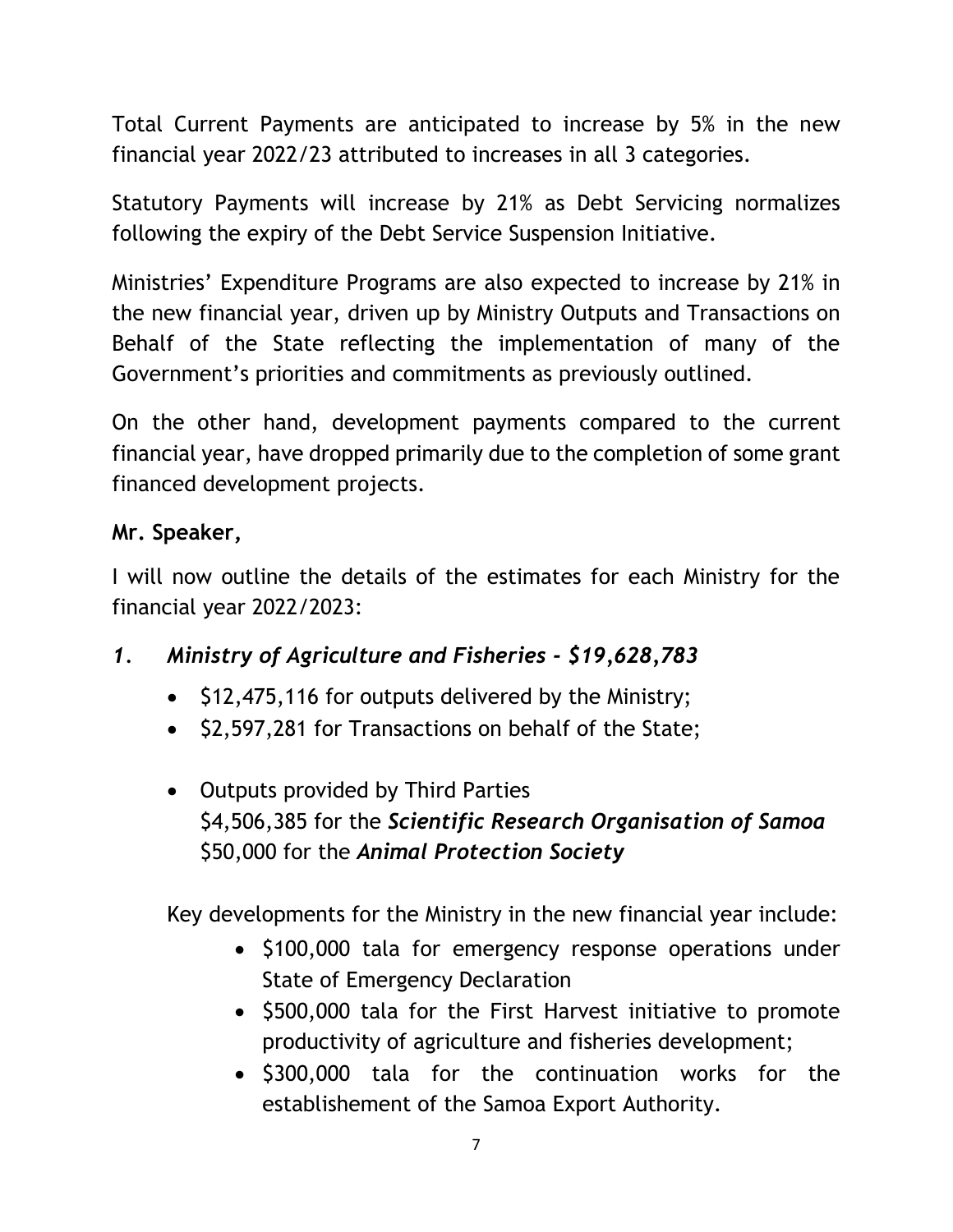Total Current Payments are anticipated to increase by 5% in the new financial year 2022/23 attributed to increases in all 3 categories.

Statutory Payments will increase by 21% as Debt Servicing normalizes following the expiry of the Debt Service Suspension Initiative.

Ministries' Expenditure Programs are also expected to increase by 21% in the new financial year, driven up by Ministry Outputs and Transactions on Behalf of the State reflecting the implementation of many of the Government's priorities and commitments as previously outlined.

On the other hand, development payments compared to the current financial year, have dropped primarily due to the completion of some grant financed development projects.

**Mr. Speaker,**

I will now outline the details of the estimates for each Ministry for the financial year 2022/2023:

1. ***Ministry of Agriculture and Fisheries - $19,628,783***
   - $12,475,116 for outputs delivered by the Ministry;
   - $2,597,281 for Transactions on behalf of the State;
   - Outputs provided by Third Parties
     $4,506,385 for the ***Scientific Research Organisation of Samoa***
     $50,000 for the ***Animal Protection Society***

   Key developments for the Ministry in the new financial year include:

   - $100,000 tala for emergency response operations under State of Emergency Declaration
   - $500,000 tala for the First Harvest initiative to promote productivity of agriculture and fisheries development;
   - $300,000 tala for the continuation works for the establishement of the Samoa Export Authority.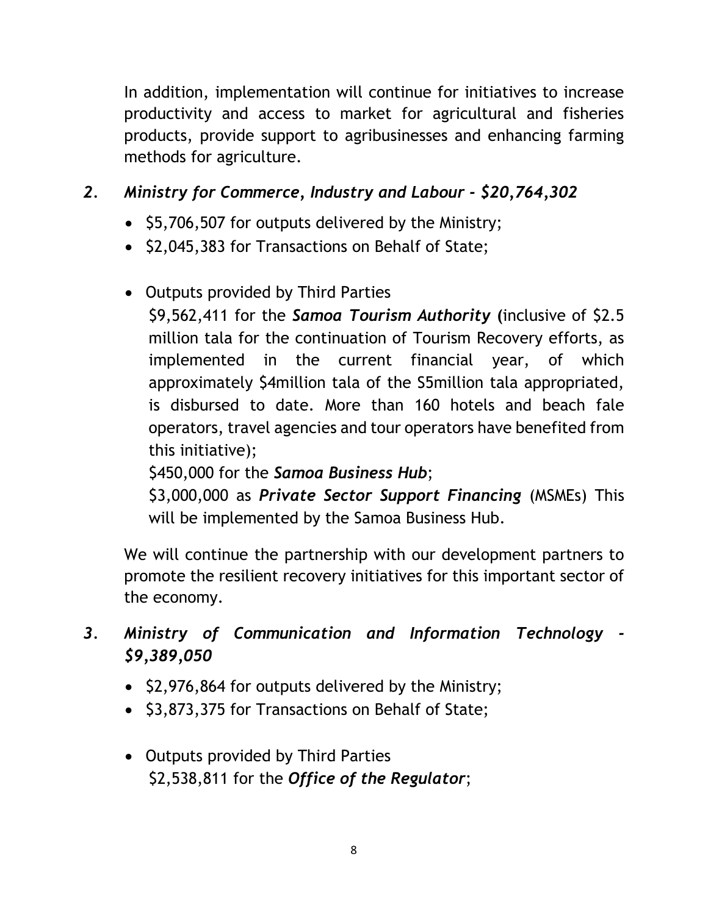In addition, implementation will continue for initiatives to increase productivity and access to market for agricultural and fisheries products, provide support to agribusinesses and enhancing farming methods for agriculture.

*2. Ministry for Commerce, Industry and Labour - $20,764,302*

- $5,706,507 for outputs delivered by the Ministry;
- $2,045,383 for Transactions on Behalf of State;
- Outputs provided by Third Parties

  $9,562,411 for the ***Samoa Tourism Authority*** **(**inclusive of $2.5 million tala for the continuation of Tourism Recovery efforts, as implemented in the current financial year, of which approximately $4million tala of the S5million tala appropriated, is disbursed to date. More than 160 hotels and beach fale operators, travel agencies and tour operators have benefited from this initiative);

  $450,000 for the ***Samoa Business Hub***;

  $3,000,000 as ***Private Sector Support Financing*** (MSMEs) This will be implemented by the Samoa Business Hub.

We will continue the partnership with our development partners to promote the resilient recovery initiatives for this important sector of the economy.

*3. Ministry of Communication and Information Technology - $9,389,050*

- $2,976,864 for outputs delivered by the Ministry;
- $3,873,375 for Transactions on Behalf of State;
- Outputs provided by Third Parties

  $2,538,811 for the ***Office of the Regulator***;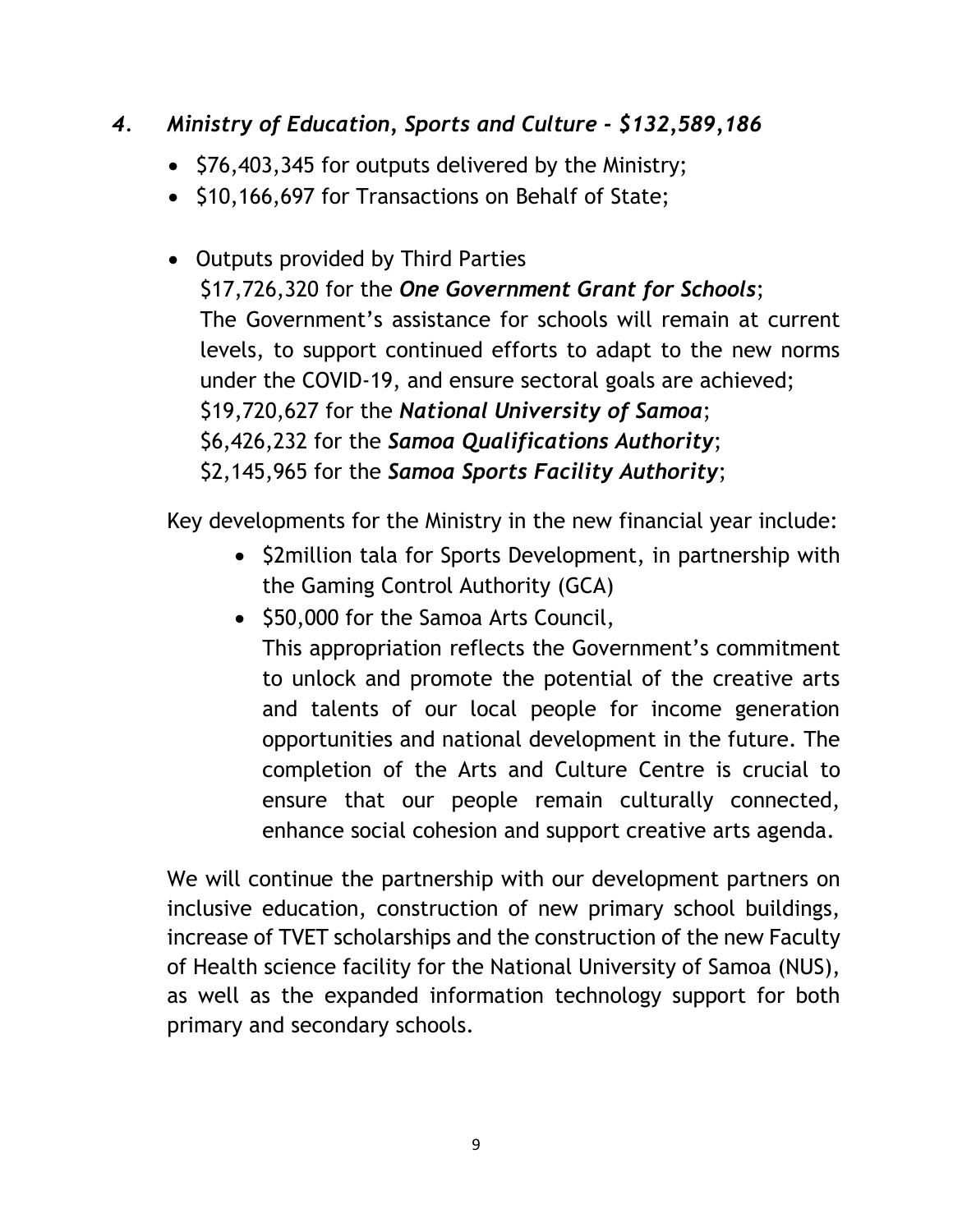### *4. Ministry of Education, Sports and Culture - $132,589,186*

- $76,403,345 for outputs delivered by the Ministry;
- $10,166,697 for Transactions on Behalf of State;
- Outputs provided by Third Parties
  $17,726,320 for the ***One Government Grant for Schools***;
  The Government's assistance for schools will remain at current levels, to support continued efforts to adapt to the new norms under the COVID-19, and ensure sectoral goals are achieved;
  $19,720,627 for the ***National University of Samoa***;
  $6,426,232 for the ***Samoa Qualifications Authority***;
  $2,145,965 for the ***Samoa Sports Facility Authority***;

Key developments for the Ministry in the new financial year include:

- $2million tala for Sports Development, in partnership with the Gaming Control Authority (GCA)
- $50,000 for the Samoa Arts Council,
  This appropriation reflects the Government's commitment to unlock and promote the potential of the creative arts and talents of our local people for income generation opportunities and national development in the future. The completion of the Arts and Culture Centre is crucial to ensure that our people remain culturally connected, enhance social cohesion and support creative arts agenda.

We will continue the partnership with our development partners on inclusive education, construction of new primary school buildings, increase of TVET scholarships and the construction of the new Faculty of Health science facility for the National University of Samoa (NUS), as well as the expanded information technology support for both primary and secondary schools.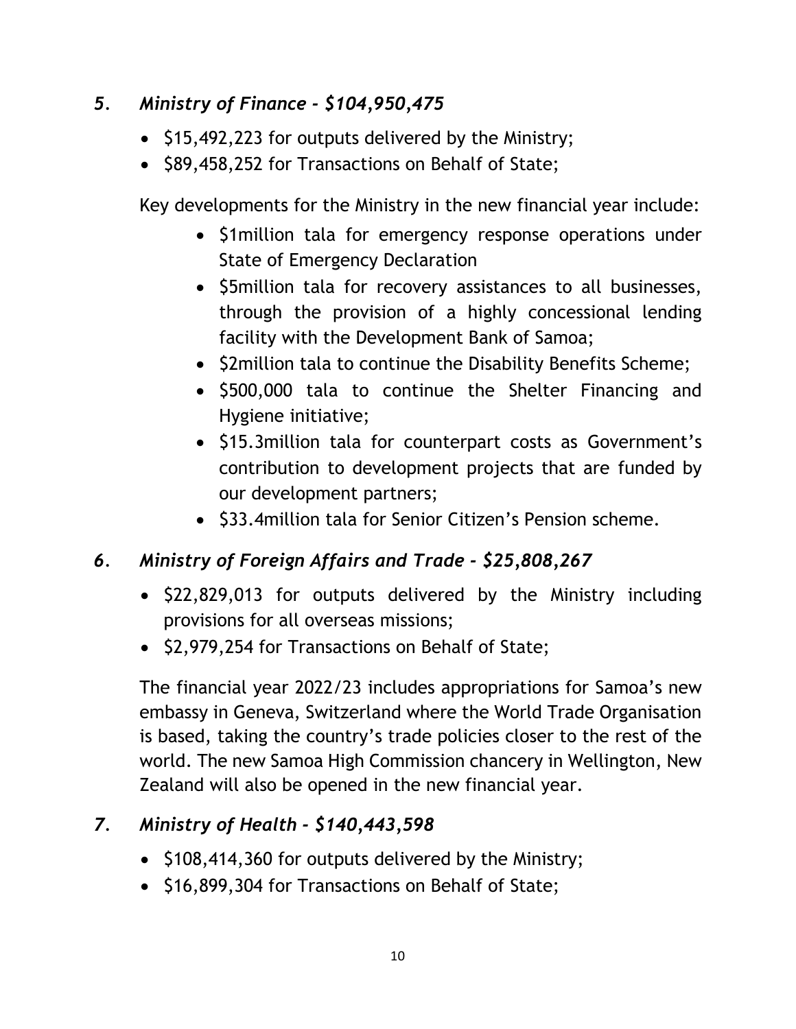### *5. Ministry of Finance - $104,950,475*

- $15,492,223 for outputs delivered by the Ministry;
- $89,458,252 for Transactions on Behalf of State;

Key developments for the Ministry in the new financial year include:

- $1million tala for emergency response operations under State of Emergency Declaration
- $5million tala for recovery assistances to all businesses, through the provision of a highly concessional lending facility with the Development Bank of Samoa;
- $2million tala to continue the Disability Benefits Scheme;
- $500,000 tala to continue the Shelter Financing and Hygiene initiative;
- $15.3million tala for counterpart costs as Government's contribution to development projects that are funded by our development partners;
- $33.4million tala for Senior Citizen's Pension scheme.

### *6. Ministry of Foreign Affairs and Trade - $25,808,267*

- $22,829,013 for outputs delivered by the Ministry including provisions for all overseas missions;
- $2,979,254 for Transactions on Behalf of State;

The financial year 2022/23 includes appropriations for Samoa's new embassy in Geneva, Switzerland where the World Trade Organisation is based, taking the country's trade policies closer to the rest of the world. The new Samoa High Commission chancery in Wellington, New Zealand will also be opened in the new financial year.

### *7. Ministry of Health - $140,443,598*

- $108,414,360 for outputs delivered by the Ministry;
- $16,899,304 for Transactions on Behalf of State;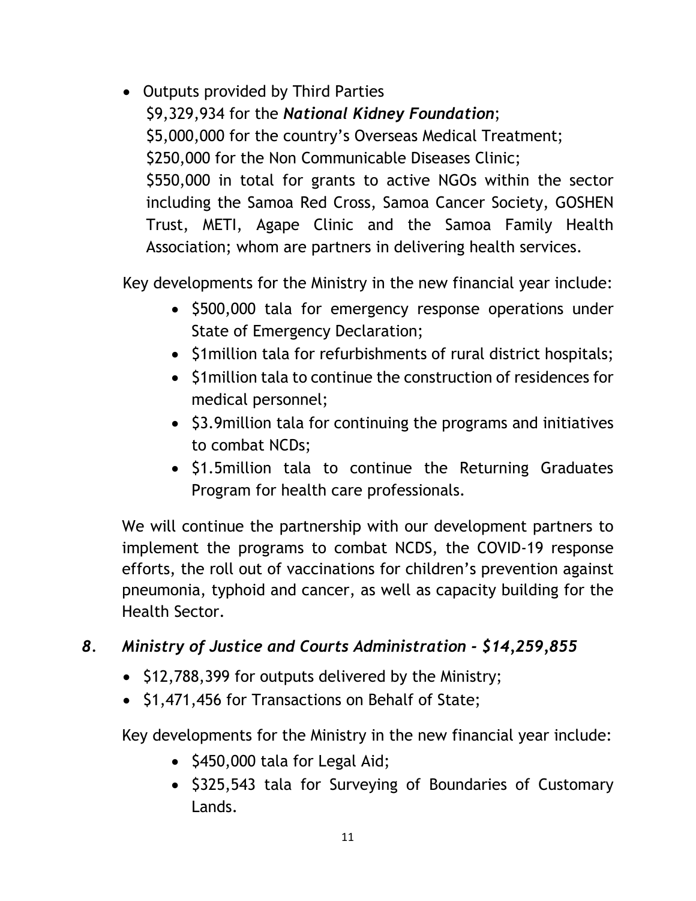- Outputs provided by Third Parties

  $9,329,934 for the ***National Kidney Foundation***;

  $5,000,000 for the country's Overseas Medical Treatment;

  $250,000 for the Non Communicable Diseases Clinic;

  $550,000 in total for grants to active NGOs within the sector including the Samoa Red Cross, Samoa Cancer Society, GOSHEN Trust, METI, Agape Clinic and the Samoa Family Health Association; whom are partners in delivering health services.

Key developments for the Ministry in the new financial year include:

- $500,000 tala for emergency response operations under State of Emergency Declaration;
- $1million tala for refurbishments of rural district hospitals;
- $1million tala to continue the construction of residences for medical personnel;
- $3.9million tala for continuing the programs and initiatives to combat NCDs;
- $1.5million tala to continue the Returning Graduates Program for health care professionals.

We will continue the partnership with our development partners to implement the programs to combat NCDS, the COVID-19 response efforts, the roll out of vaccinations for children's prevention against pneumonia, typhoid and cancer, as well as capacity building for the Health Sector.

***8. Ministry of Justice and Courts Administration - $14,259,855***

- $12,788,399 for outputs delivered by the Ministry;
- $1,471,456 for Transactions on Behalf of State;

Key developments for the Ministry in the new financial year include:

- $450,000 tala for Legal Aid;
- $325,543 tala for Surveying of Boundaries of Customary Lands.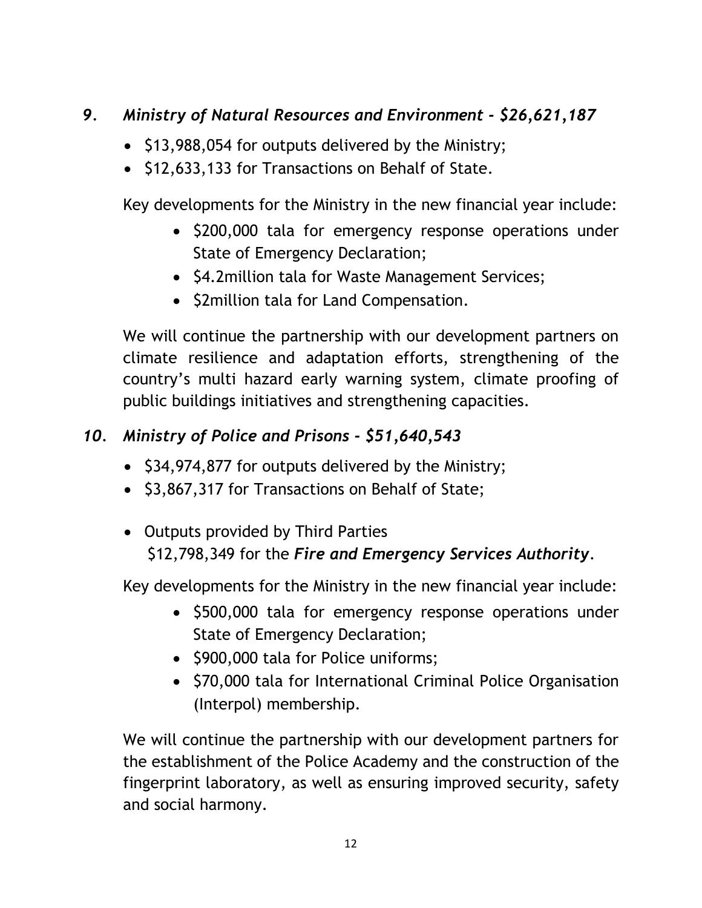### *9. Ministry of Natural Resources and Environment - $26,621,187*

- $13,988,054 for outputs delivered by the Ministry;
- $12,633,133 for Transactions on Behalf of State.

Key developments for the Ministry in the new financial year include:

- $200,000 tala for emergency response operations under State of Emergency Declaration;
- $4.2million tala for Waste Management Services;
- $2million tala for Land Compensation.

We will continue the partnership with our development partners on climate resilience and adaptation efforts, strengthening of the country's multi hazard early warning system, climate proofing of public buildings initiatives and strengthening capacities.

### *10. Ministry of Police and Prisons - $51,640,543*

- $34,974,877 for outputs delivered by the Ministry;
- $3,867,317 for Transactions on Behalf of State;
- Outputs provided by Third Parties
  $12,798,349 for the ***Fire and Emergency Services Authority***.

Key developments for the Ministry in the new financial year include:

- $500,000 tala for emergency response operations under State of Emergency Declaration;
- $900,000 tala for Police uniforms;
- $70,000 tala for International Criminal Police Organisation (Interpol) membership.

We will continue the partnership with our development partners for the establishment of the Police Academy and the construction of the fingerprint laboratory, as well as ensuring improved security, safety and social harmony.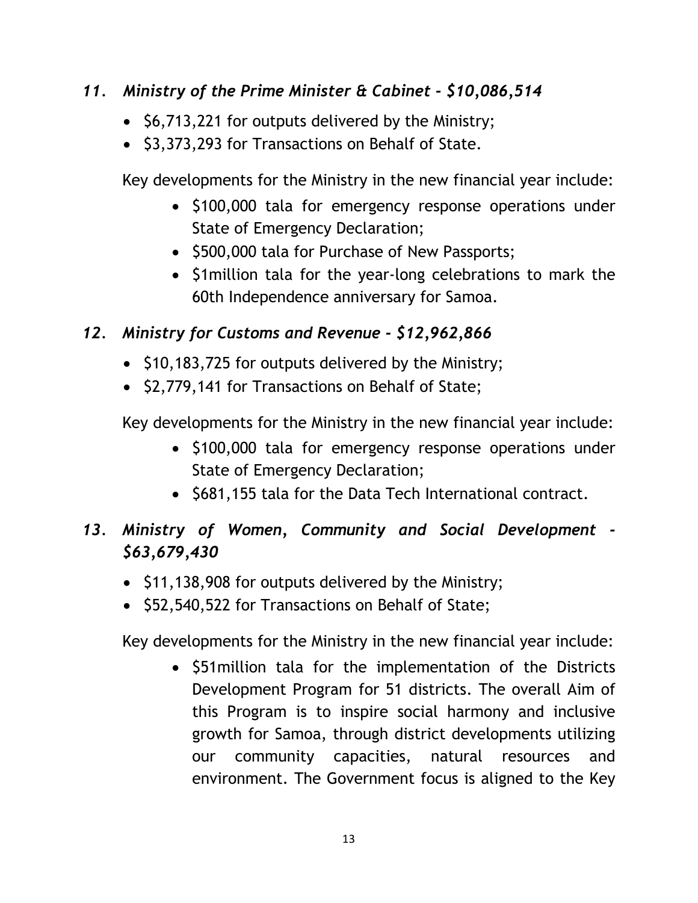### *11. Ministry of the Prime Minister & Cabinet - $10,086,514*

- $6,713,221 for outputs delivered by the Ministry;
- $3,373,293 for Transactions on Behalf of State.

Key developments for the Ministry in the new financial year include:

- $100,000 tala for emergency response operations under State of Emergency Declaration;
- $500,000 tala for Purchase of New Passports;
- $1million tala for the year-long celebrations to mark the 60th Independence anniversary for Samoa.

### *12. Ministry for Customs and Revenue - $12,962,866*

- $10,183,725 for outputs delivered by the Ministry;
- $2,779,141 for Transactions on Behalf of State;

Key developments for the Ministry in the new financial year include:

- $100,000 tala for emergency response operations under State of Emergency Declaration;
- $681,155 tala for the Data Tech International contract.

### *13. Ministry of Women, Community and Social Development - $63,679,430*

- $11,138,908 for outputs delivered by the Ministry;
- $52,540,522 for Transactions on Behalf of State;

Key developments for the Ministry in the new financial year include:

- $51million tala for the implementation of the Districts Development Program for 51 districts. The overall Aim of this Program is to inspire social harmony and inclusive growth for Samoa, through district developments utilizing our community capacities, natural resources and environment. The Government focus is aligned to the Key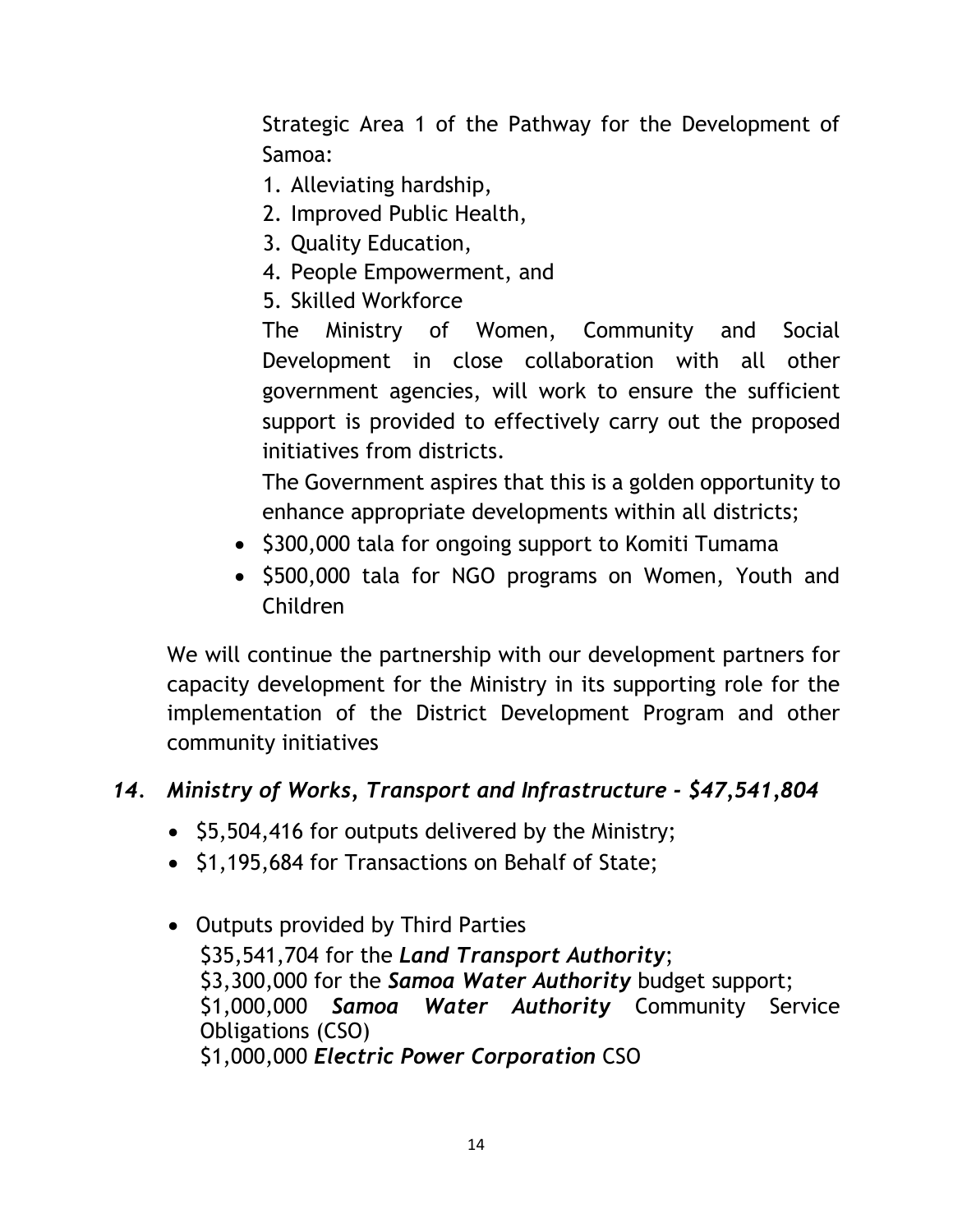Strategic Area 1 of the Pathway for the Development of Samoa:

1. Alleviating hardship,
2. Improved Public Health,
3. Quality Education,
4. People Empowerment, and
5. Skilled Workforce

The Ministry of Women, Community and Social Development in close collaboration with all other government agencies, will work to ensure the sufficient support is provided to effectively carry out the proposed initiatives from districts.

The Government aspires that this is a golden opportunity to enhance appropriate developments within all districts;

- $300,000 tala for ongoing support to Komiti Tumama
- $500,000 tala for NGO programs on Women, Youth and Children

We will continue the partnership with our development partners for capacity development for the Ministry in its supporting role for the implementation of the District Development Program and other community initiatives

### *14. Ministry of Works, Transport and Infrastructure - $47,541,804*

- $5,504,416 for outputs delivered by the Ministry;
- $1,195,684 for Transactions on Behalf of State;
- Outputs provided by Third Parties

  $35,541,704 for the ***Land Transport Authority***;
  $3,300,000 for the ***Samoa Water Authority*** budget support;
  $1,000,000 ***Samoa Water Authority*** Community Service Obligations (CSO)
  $1,000,000 ***Electric Power Corporation*** CSO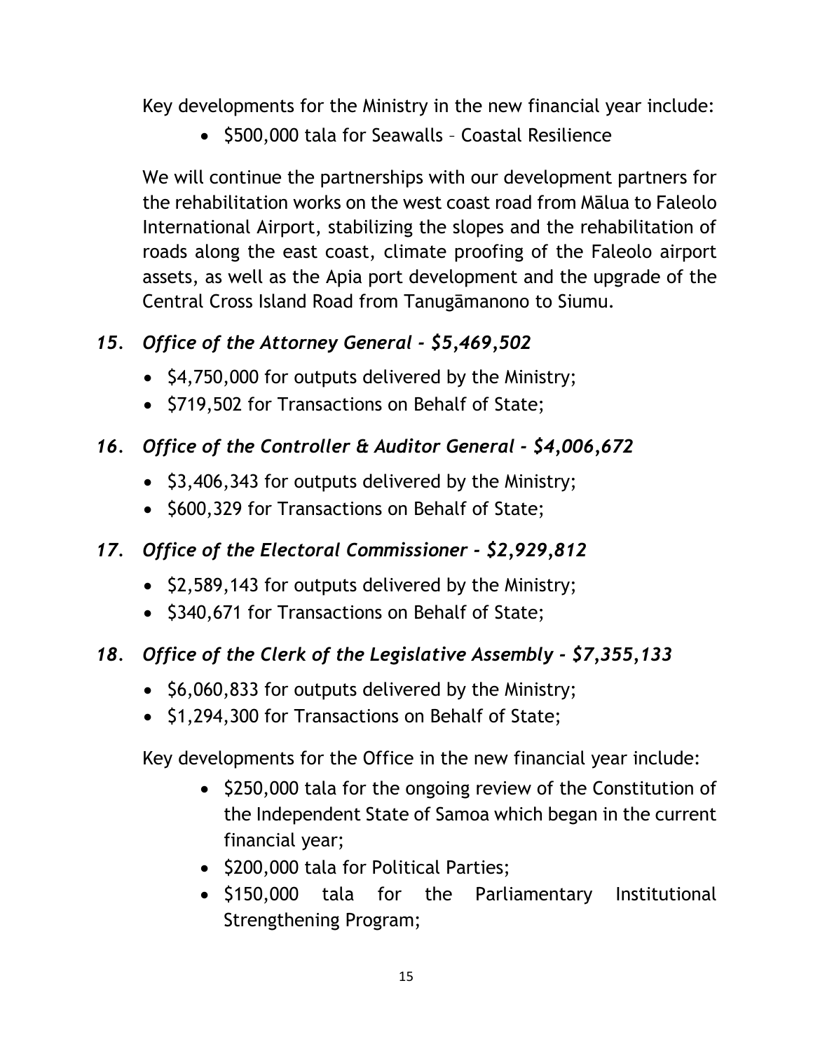Key developments for the Ministry in the new financial year include:

- $500,000 tala for Seawalls – Coastal Resilience

We will continue the partnerships with our development partners for the rehabilitation works on the west coast road from Mālua to Faleolo International Airport, stabilizing the slopes and the rehabilitation of roads along the east coast, climate proofing of the Faleolo airport assets, as well as the Apia port development and the upgrade of the Central Cross Island Road from Tanugāmanono to Siumu.

### *15. Office of the Attorney General - $5,469,502*

- $4,750,000 for outputs delivered by the Ministry;
- $719,502 for Transactions on Behalf of State;

### *16. Office of the Controller & Auditor General - $4,006,672*

- $3,406,343 for outputs delivered by the Ministry;
- $600,329 for Transactions on Behalf of State;

### *17. Office of the Electoral Commissioner - $2,929,812*

- $2,589,143 for outputs delivered by the Ministry;
- $340,671 for Transactions on Behalf of State;

### *18. Office of the Clerk of the Legislative Assembly - $7,355,133*

- $6,060,833 for outputs delivered by the Ministry;
- $1,294,300 for Transactions on Behalf of State;

Key developments for the Office in the new financial year include:

- $250,000 tala for the ongoing review of the Constitution of the Independent State of Samoa which began in the current financial year;
- $200,000 tala for Political Parties;
- $150,000 tala for the Parliamentary Institutional Strengthening Program;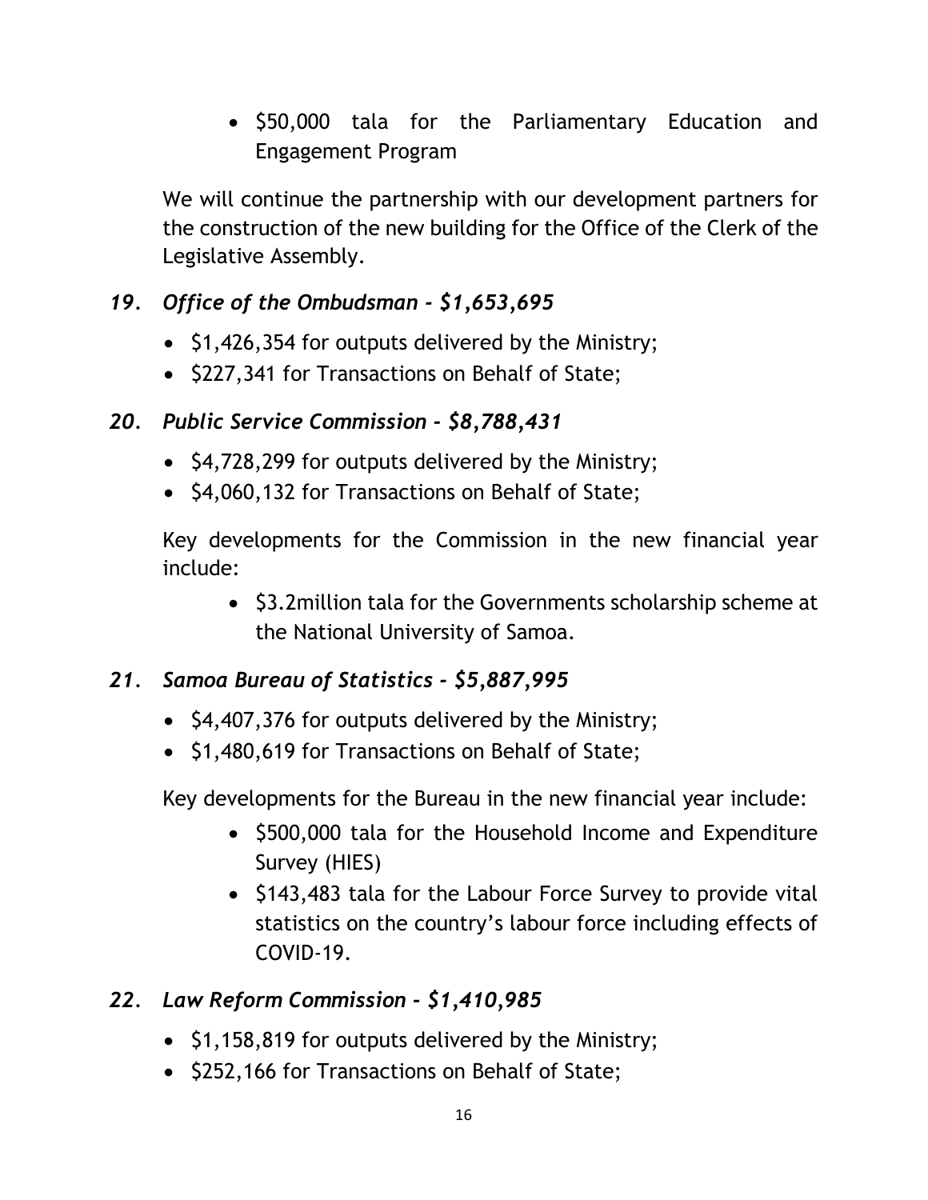- $50,000 tala for the Parliamentary Education and Engagement Program

We will continue the partnership with our development partners for the construction of the new building for the Office of the Clerk of the Legislative Assembly.

### *19. Office of the Ombudsman - $1,653,695*

- $1,426,354 for outputs delivered by the Ministry;
- $227,341 for Transactions on Behalf of State;

### *20. Public Service Commission - $8,788,431*

- $4,728,299 for outputs delivered by the Ministry;
- $4,060,132 for Transactions on Behalf of State;

Key developments for the Commission in the new financial year include:

- $3.2million tala for the Governments scholarship scheme at the National University of Samoa.

### *21. Samoa Bureau of Statistics - $5,887,995*

- $4,407,376 for outputs delivered by the Ministry;
- $1,480,619 for Transactions on Behalf of State;

Key developments for the Bureau in the new financial year include:

- $500,000 tala for the Household Income and Expenditure Survey (HIES)
- $143,483 tala for the Labour Force Survey to provide vital statistics on the country's labour force including effects of COVID-19.

### *22. Law Reform Commission - $1,410,985*

- $1,158,819 for outputs delivered by the Ministry;
- $252,166 for Transactions on Behalf of State;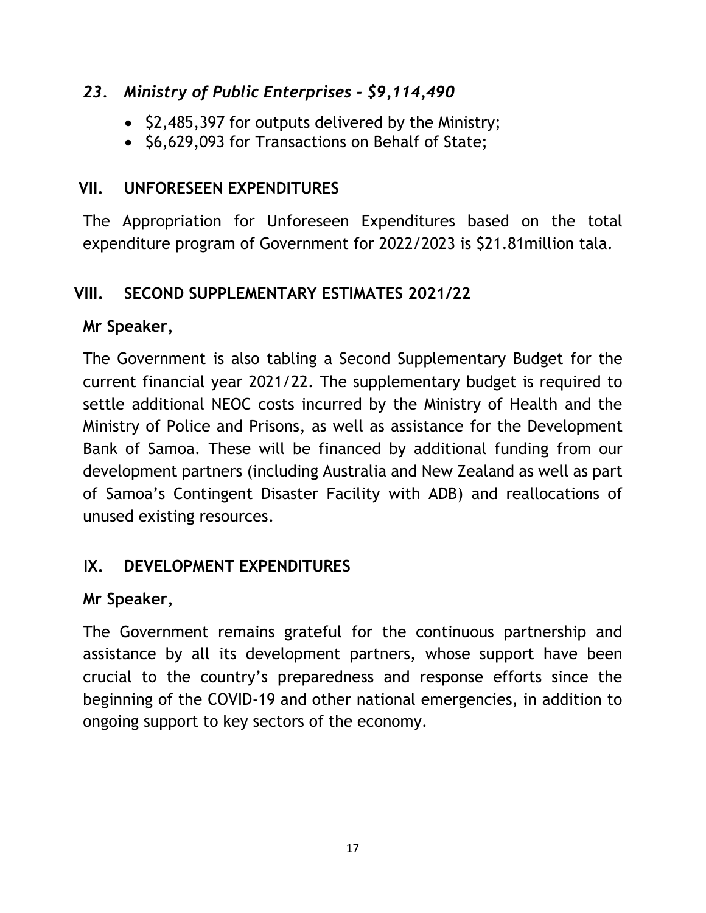### *23. Ministry of Public Enterprises - $9,114,490*

- $2,485,397 for outputs delivered by the Ministry;
- $6,629,093 for Transactions on Behalf of State;

## VII. UNFORESEEN EXPENDITURES

The Appropriation for Unforeseen Expenditures based on the total expenditure program of Government for 2022/2023 is $21.81million tala.

## VIII. SECOND SUPPLEMENTARY ESTIMATES 2021/22

**Mr Speaker,**

The Government is also tabling a Second Supplementary Budget for the current financial year 2021/22. The supplementary budget is required to settle additional NEOC costs incurred by the Ministry of Health and the Ministry of Police and Prisons, as well as assistance for the Development Bank of Samoa. These will be financed by additional funding from our development partners (including Australia and New Zealand as well as part of Samoa's Contingent Disaster Facility with ADB) and reallocations of unused existing resources.

## IX. DEVELOPMENT EXPENDITURES

**Mr Speaker,**

The Government remains grateful for the continuous partnership and assistance by all its development partners, whose support have been crucial to the country's preparedness and response efforts since the beginning of the COVID-19 and other national emergencies, in addition to ongoing support to key sectors of the economy.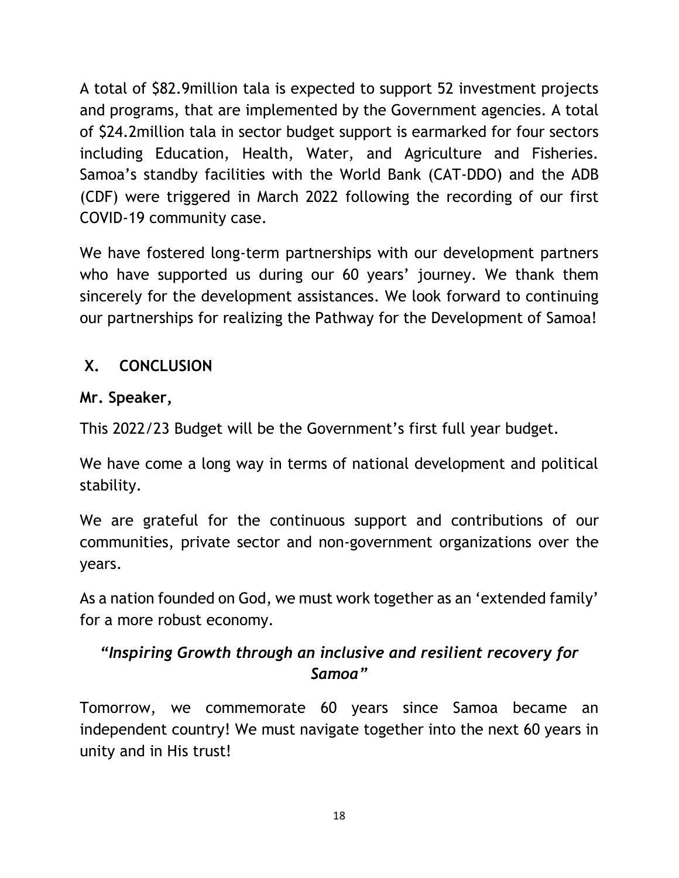A total of \$82.9million tala is expected to support 52 investment projects and programs, that are implemented by the Government agencies. A total of \$24.2million tala in sector budget support is earmarked for four sectors including Education, Health, Water, and Agriculture and Fisheries. Samoa's standby facilities with the World Bank (CAT-DDO) and the ADB (CDF) were triggered in March 2022 following the recording of our first COVID-19 community case.

We have fostered long-term partnerships with our development partners who have supported us during our 60 years' journey. We thank them sincerely for the development assistances. We look forward to continuing our partnerships for realizing the Pathway for the Development of Samoa!

## X. CONCLUSION

**Mr. Speaker,**

This 2022/23 Budget will be the Government's first full year budget.

We have come a long way in terms of national development and political stability.

We are grateful for the continuous support and contributions of our communities, private sector and non-government organizations over the years.

As a nation founded on God, we must work together as an 'extended family' for a more robust economy.

***"Inspiring Growth through an inclusive and resilient recovery for Samoa"***

Tomorrow, we commemorate 60 years since Samoa became an independent country! We must navigate together into the next 60 years in unity and in His trust!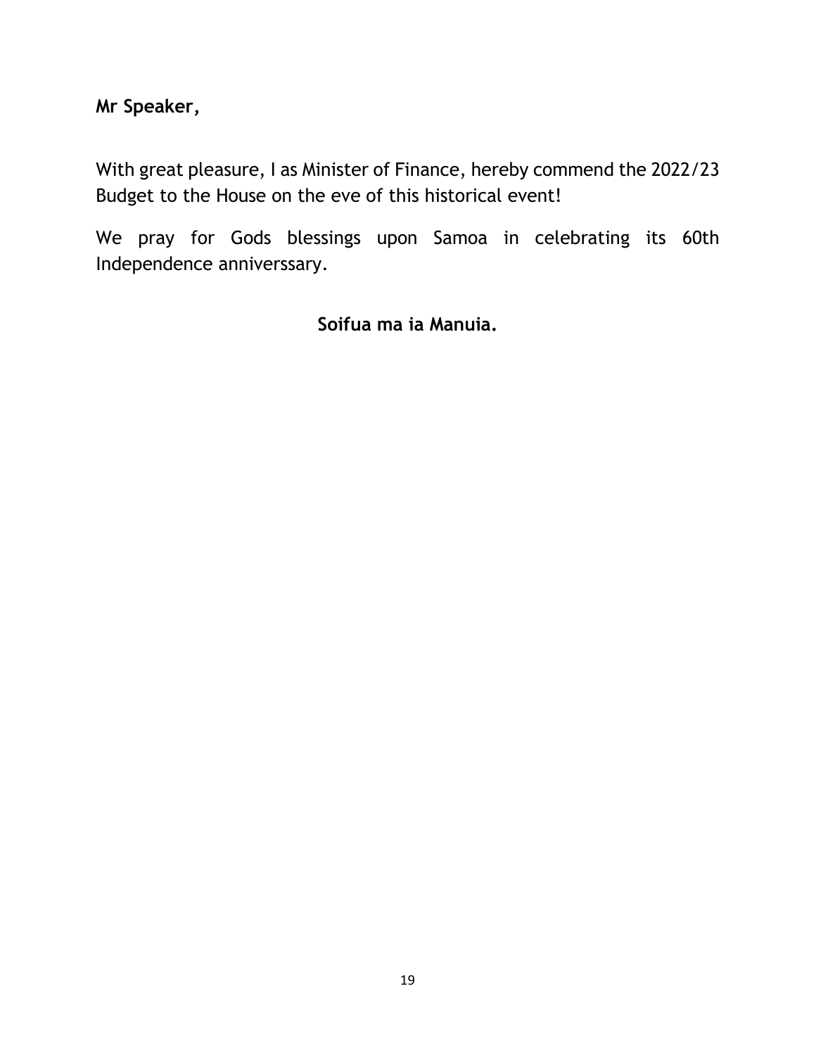**Mr Speaker,**

With great pleasure, I as Minister of Finance, hereby commend the 2022/23 Budget to the House on the eve of this historical event!

We pray for Gods blessings upon Samoa in celebrating its 60th Independence anniverssary.

**Soifua ma ia Manuia.**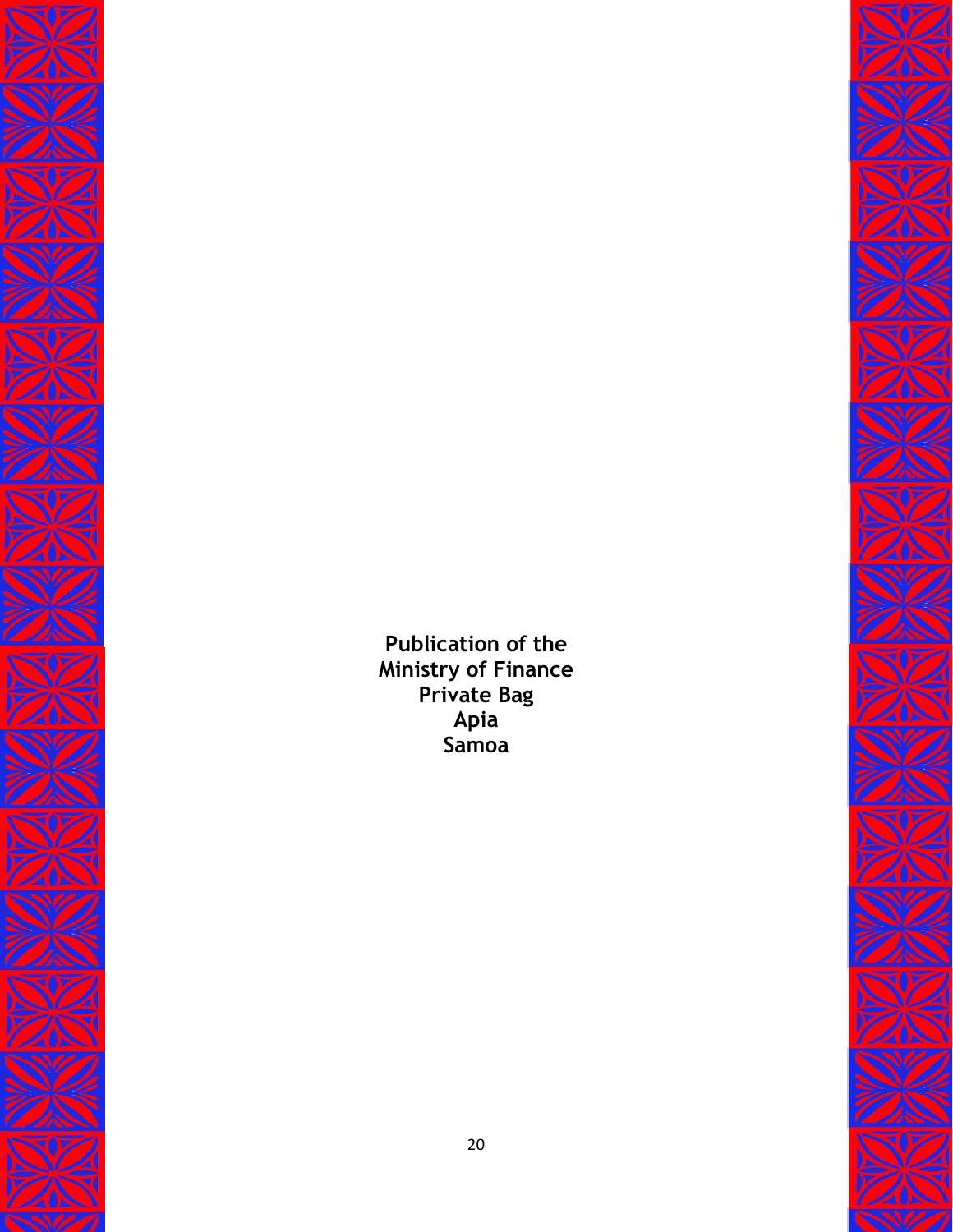**Publication of the**
**Ministry of Finance**
**Private Bag**
**Apia**
**Samoa**